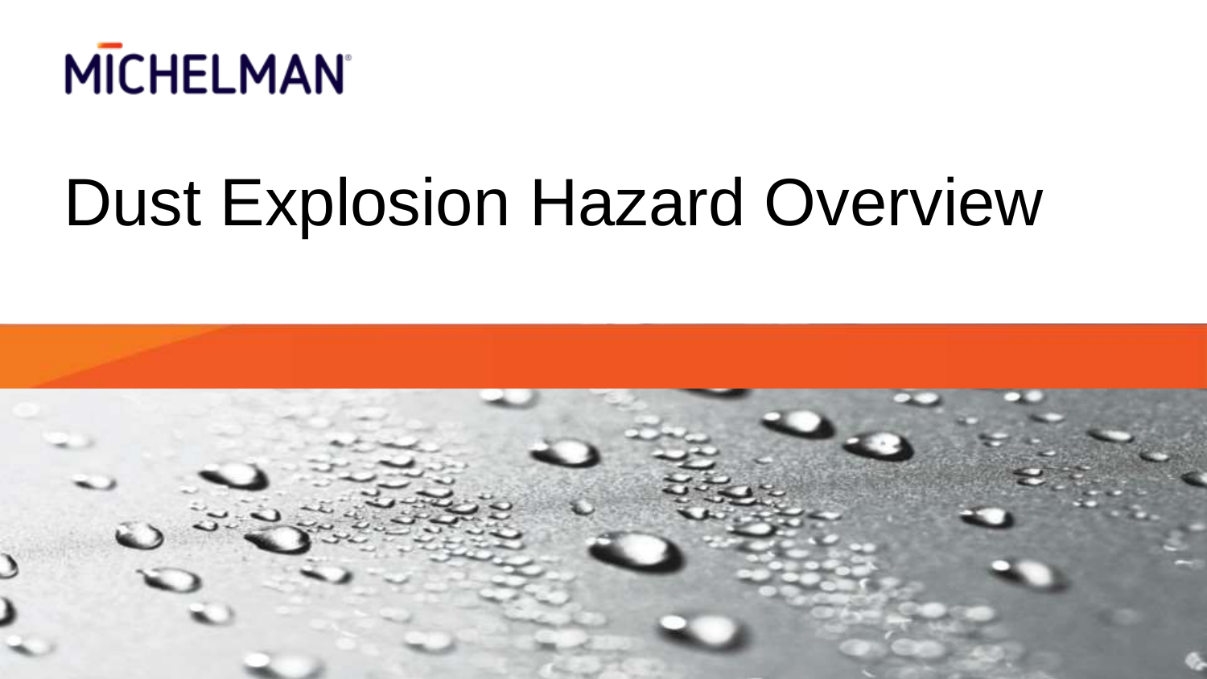MICHELMAN

# Dust Explosion Hazard Overview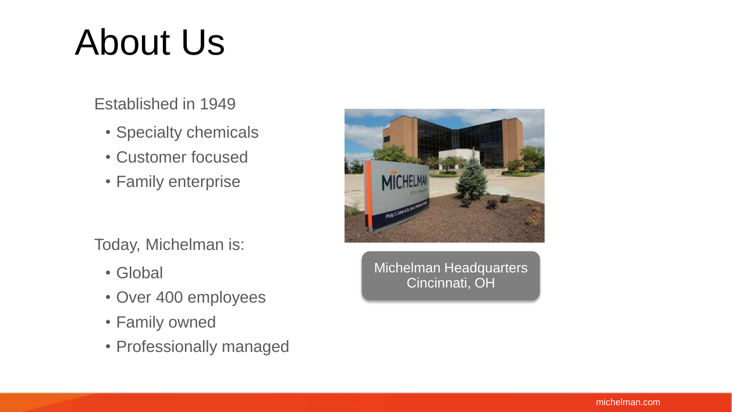# About Us

Established in 1949

- Specialty chemicals
- Customer focused
- Family enterprise

Today, Michelman is:

- Global
- Over 400 employees
- Family owned
- Professionally managed

Michelman Headquarters
Cincinnati, OH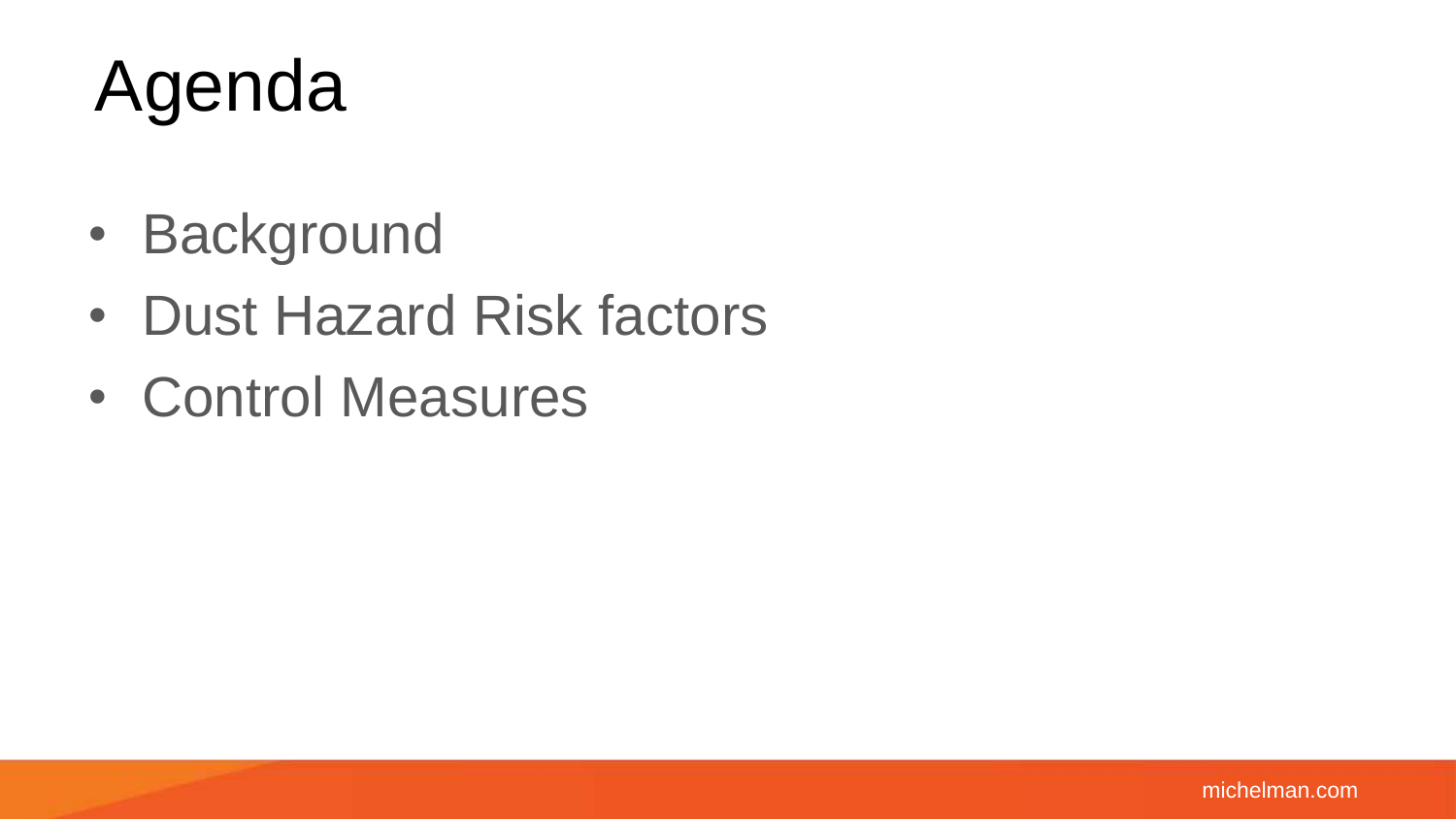# Agenda

- Background
- Dust Hazard Risk factors
- Control Measures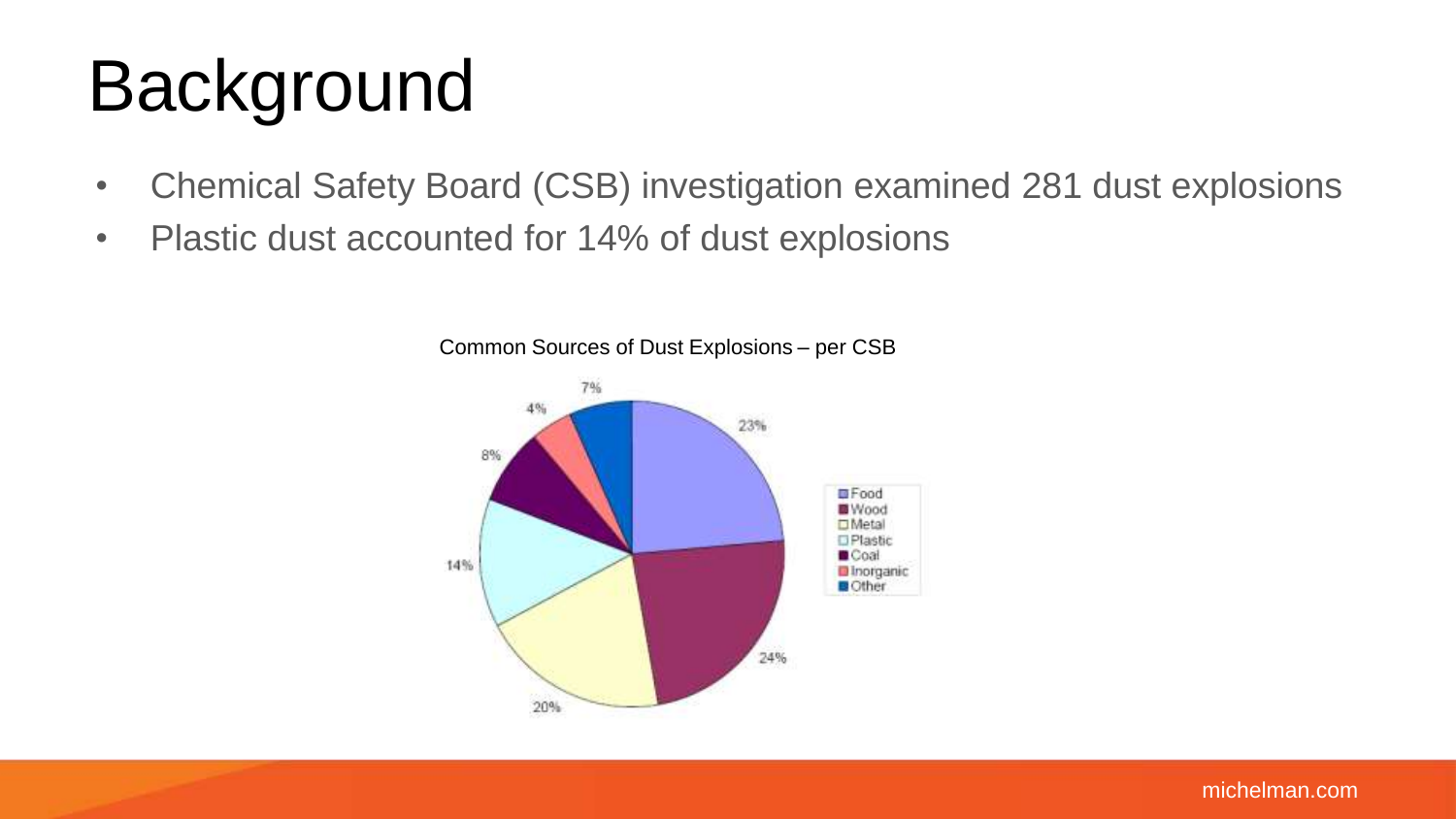# Background

- Chemical Safety Board (CSB) investigation examined 281 dust explosions
- Plastic dust accounted for 14% of dust explosions

Common Sources of Dust Explosions – per CSB

| Source | Percentage |
|---|---|
| Food | 23% |
| Wood | 24% |
| Metal | 20% |
| Plastic | 14% |
| Coal | 8% |
| Inorganic | 4% |
| Other | 7% |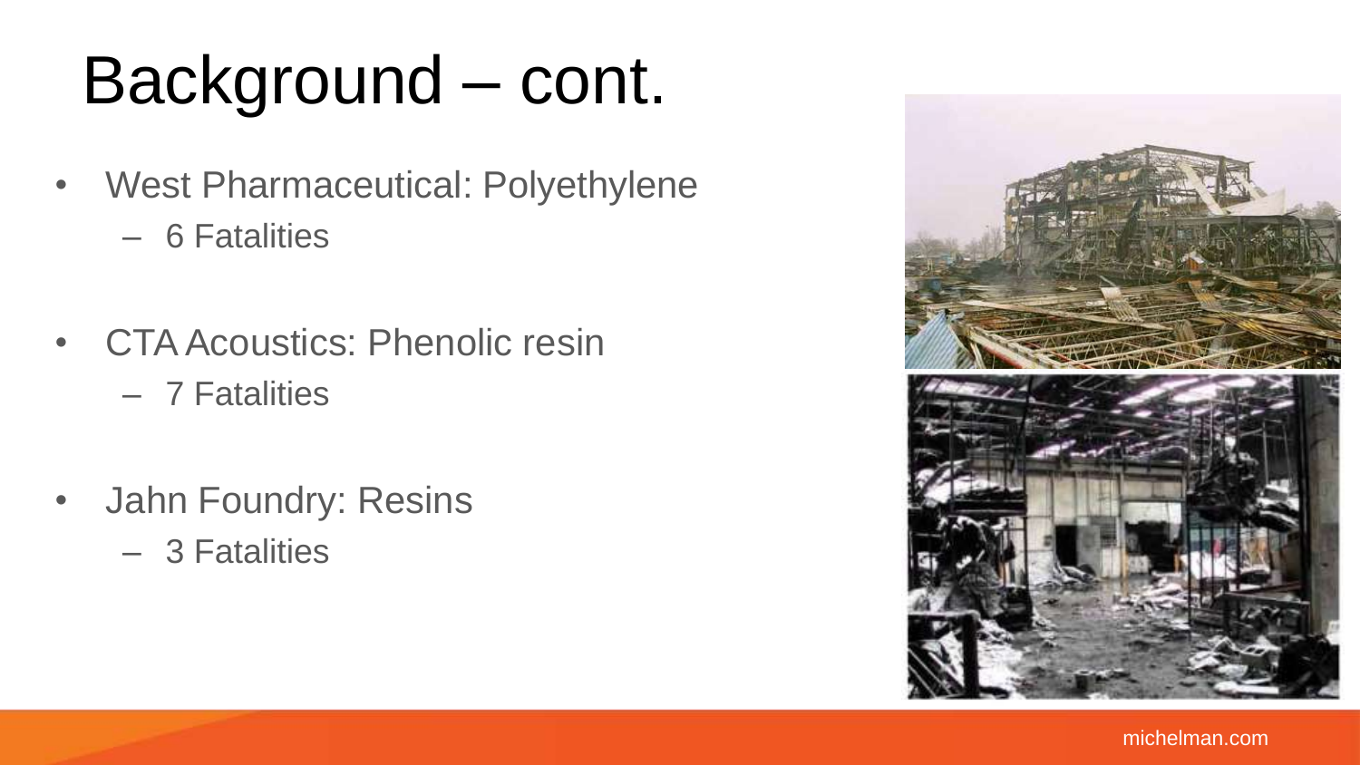# Background – cont.

- West Pharmaceutical: Polyethylene
  - 6 Fatalities
- CTA Acoustics: Phenolic resin
  - 7 Fatalities
- Jahn Foundry: Resins
  - 3 Fatalities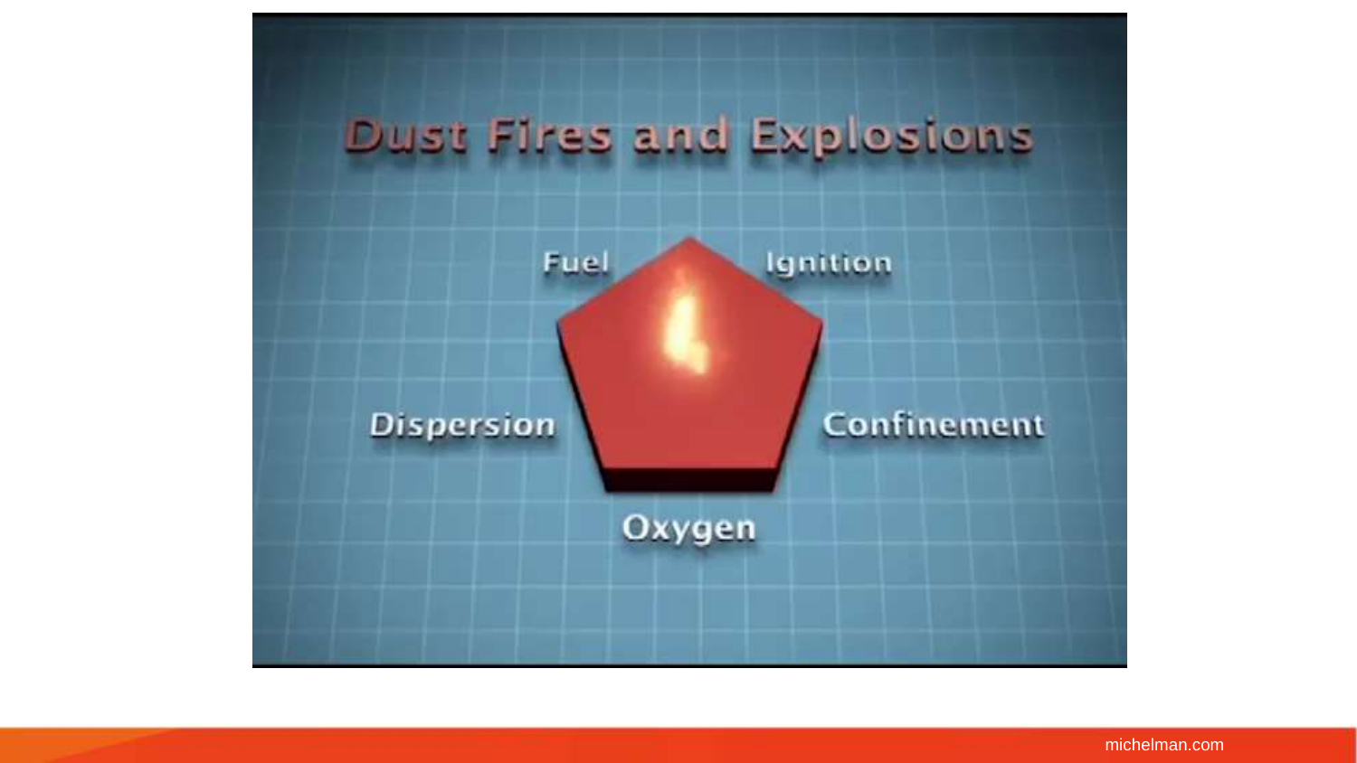# Dust Fires and Explosions

- Fuel
- Ignition
- Dispersion
- Confinement
- Oxygen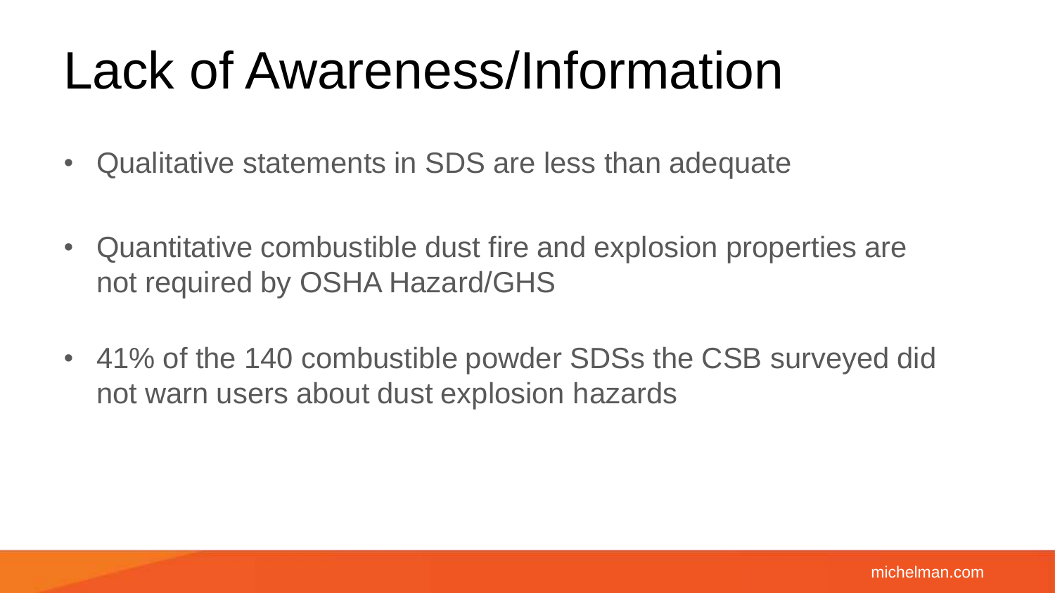# Lack of Awareness/Information

- Qualitative statements in SDS are less than adequate
- Quantitative combustible dust fire and explosion properties are not required by OSHA Hazard/GHS
- 41% of the 140 combustible powder SDSs the CSB surveyed did not warn users about dust explosion hazards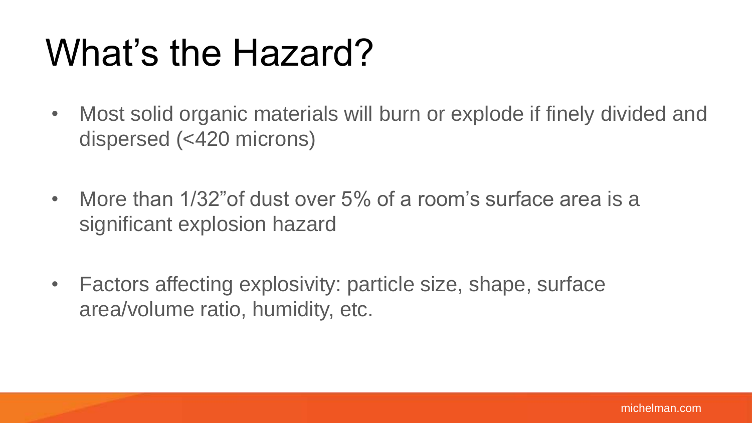# What's the Hazard?

- Most solid organic materials will burn or explode if finely divided and dispersed (<420 microns)
- More than 1/32"of dust over 5% of a room's surface area is a significant explosion hazard
- Factors affecting explosivity: particle size, shape, surface area/volume ratio, humidity, etc.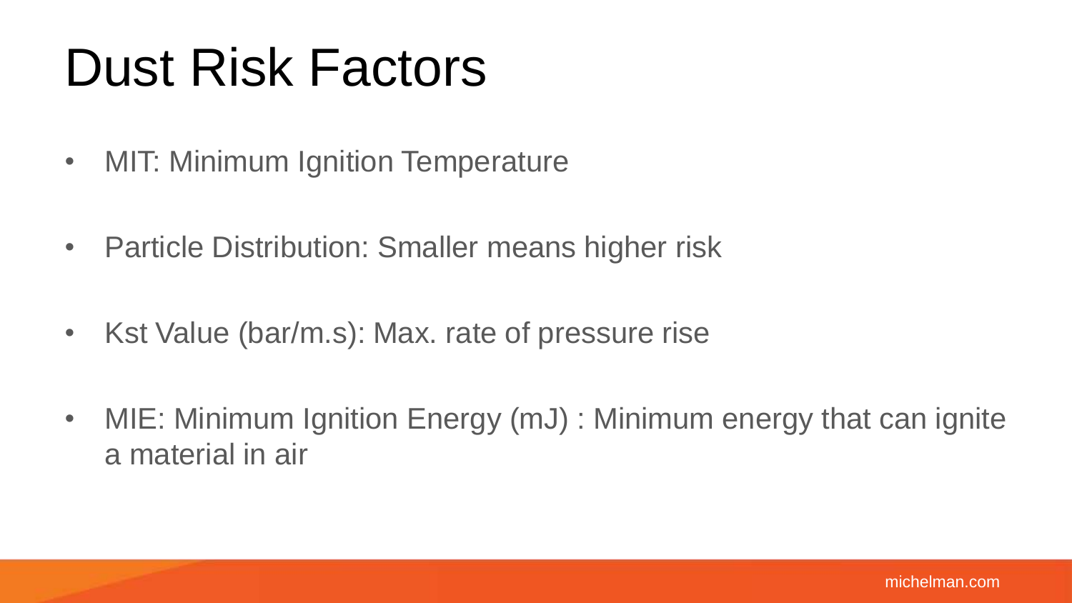# Dust Risk Factors

- MIT: Minimum Ignition Temperature
- Particle Distribution: Smaller means higher risk
- Kst Value (bar/m.s): Max. rate of pressure rise
- MIE: Minimum Ignition Energy (mJ) : Minimum energy that can ignite a material in air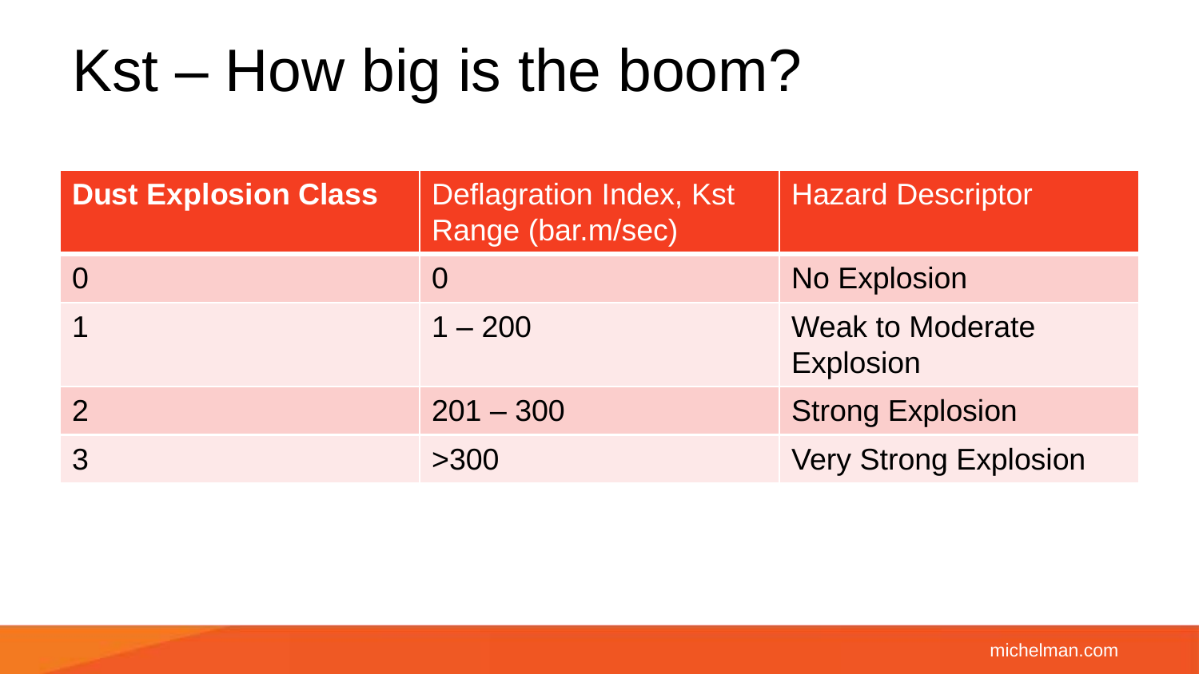# Kst – How big is the boom?

| Dust Explosion Class | Deflagration Index, Kst Range (bar.m/sec) | Hazard Descriptor |
|---|---|---|
| 0 | 0 | No Explosion |
| 1 | 1 – 200 | Weak to Moderate Explosion |
| 2 | 201 – 300 | Strong Explosion |
| 3 | >300 | Very Strong Explosion |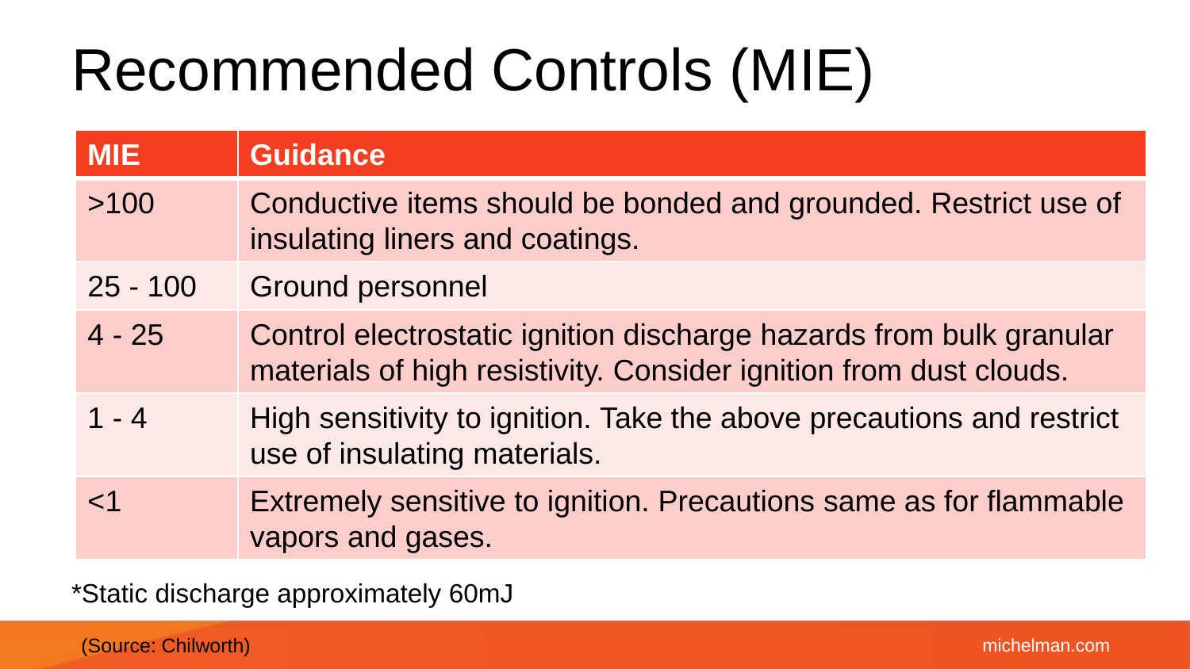# Recommended Controls (MIE)

| MIE | Guidance |
| --- | --- |
| >100 | Conductive items should be bonded and grounded. Restrict use of insulating liners and coatings. |
| 25 - 100 | Ground personnel |
| 4 - 25 | Control electrostatic ignition discharge hazards from bulk granular materials of high resistivity. Consider ignition from dust clouds. |
| 1 - 4 | High sensitivity to ignition. Take the above precautions and restrict use of insulating materials. |
| <1 | Extremely sensitive to ignition. Precautions same as for flammable vapors and gases. |

*Static discharge approximately 60mJ

(Source: Chilworth)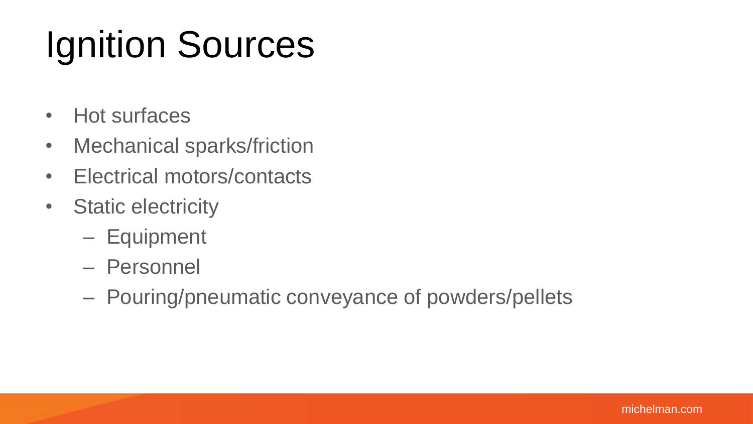# Ignition Sources

- Hot surfaces
- Mechanical sparks/friction
- Electrical motors/contacts
- Static electricity
  - Equipment
  - Personnel
  - Pouring/pneumatic conveyance of powders/pellets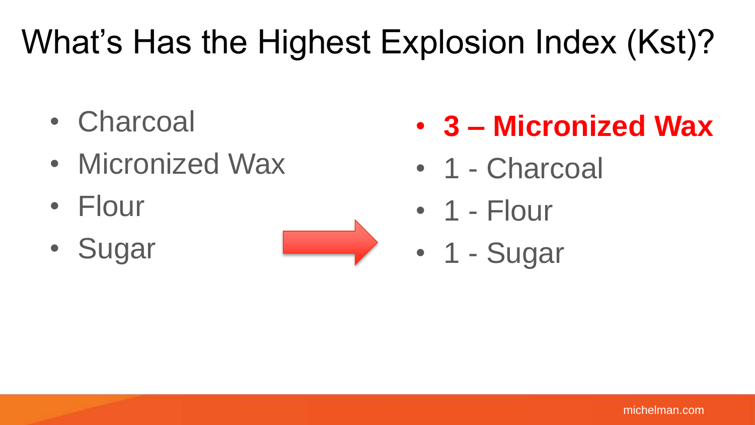# What's Has the Highest Explosion Index (Kst)?

- Charcoal
- Micronized Wax
- Flour
- Sugar

- **3 – Micronized Wax**
- 1 - Charcoal
- 1 - Flour
- 1 - Sugar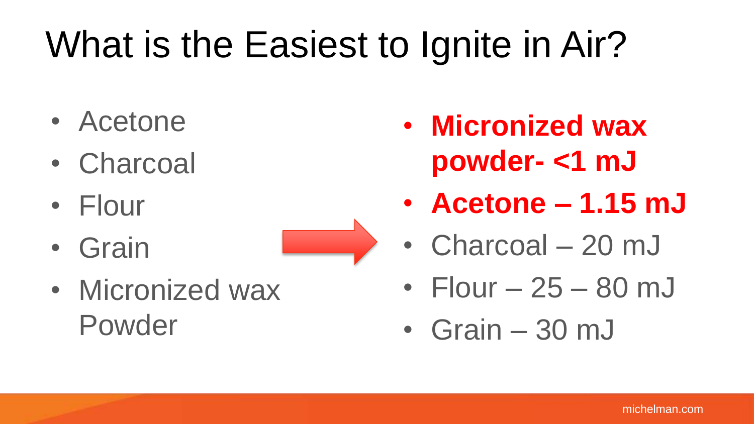# What is the Easiest to Ignite in Air?

- Acetone
- Charcoal
- Flour
- Grain
- Micronized wax Powder

- **Micronized wax powder- <1 mJ**
- **Acetone – 1.15 mJ**
- Charcoal – 20 mJ
- Flour – 25 – 80 mJ
- Grain – 30 mJ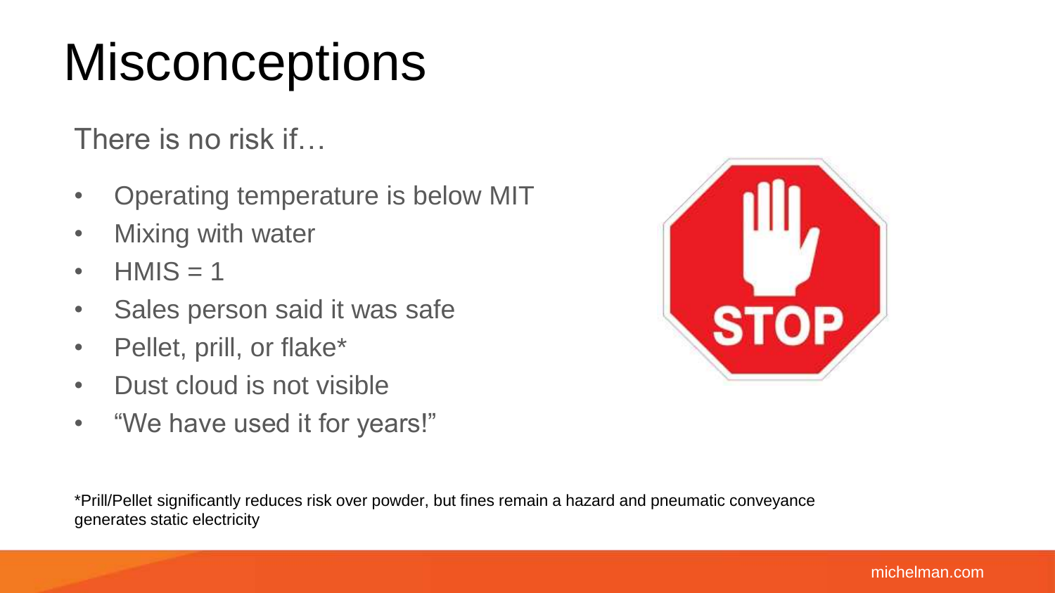# Misconceptions

There is no risk if…

- Operating temperature is below MIT
- Mixing with water
- HMIS = 1
- Sales person said it was safe
- Pellet, prill, or flake*
- Dust cloud is not visible
- "We have used it for years!"

*Prill/Pellet significantly reduces risk over powder, but fines remain a hazard and pneumatic conveyance generates static electricity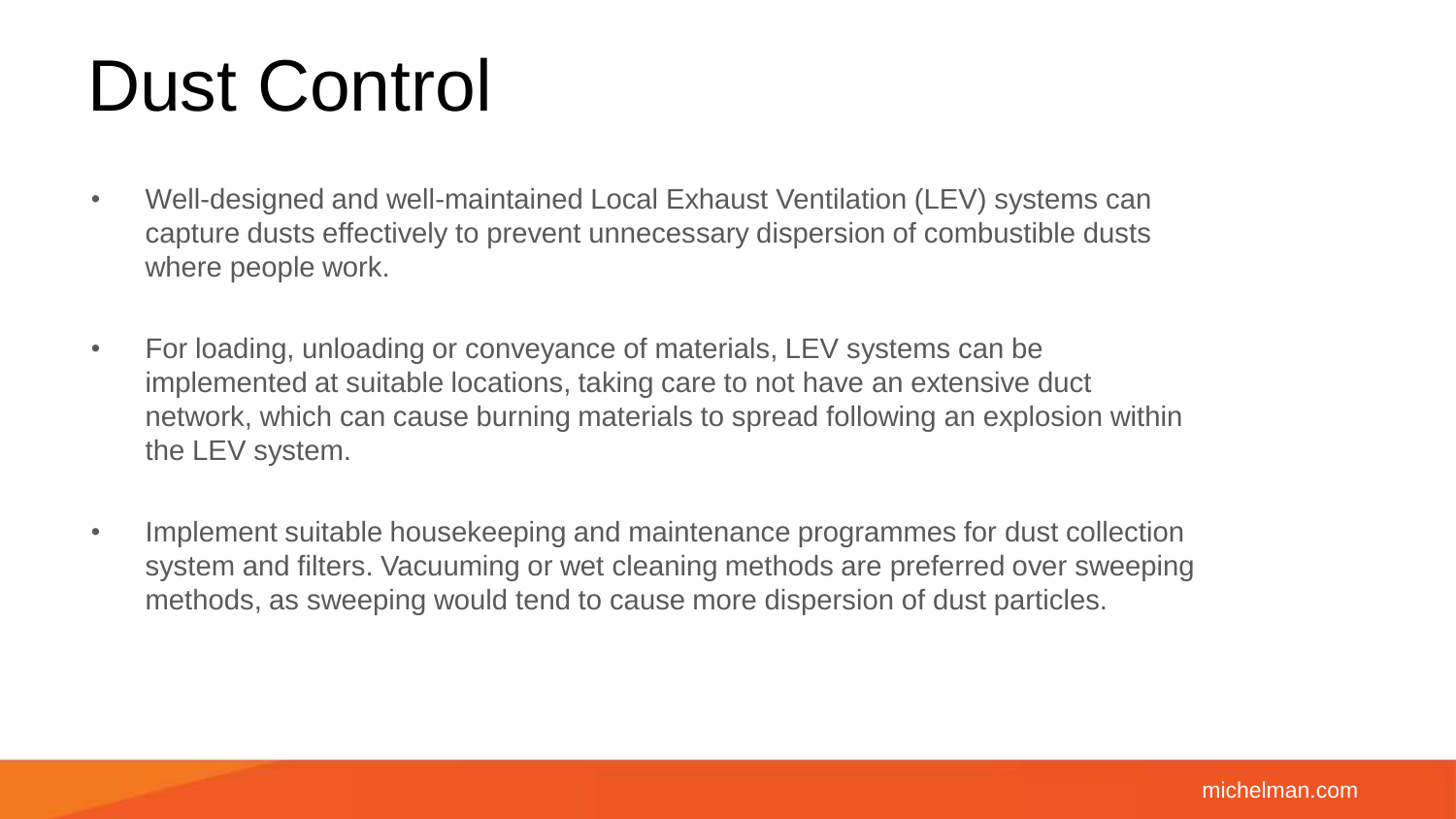# Dust Control

- Well-designed and well-maintained Local Exhaust Ventilation (LEV) systems can capture dusts effectively to prevent unnecessary dispersion of combustible dusts where people work.

- For loading, unloading or conveyance of materials, LEV systems can be implemented at suitable locations, taking care to not have an extensive duct network, which can cause burning materials to spread following an explosion within the LEV system.

- Implement suitable housekeeping and maintenance programmes for dust collection system and filters. Vacuuming or wet cleaning methods are preferred over sweeping methods, as sweeping would tend to cause more dispersion of dust particles.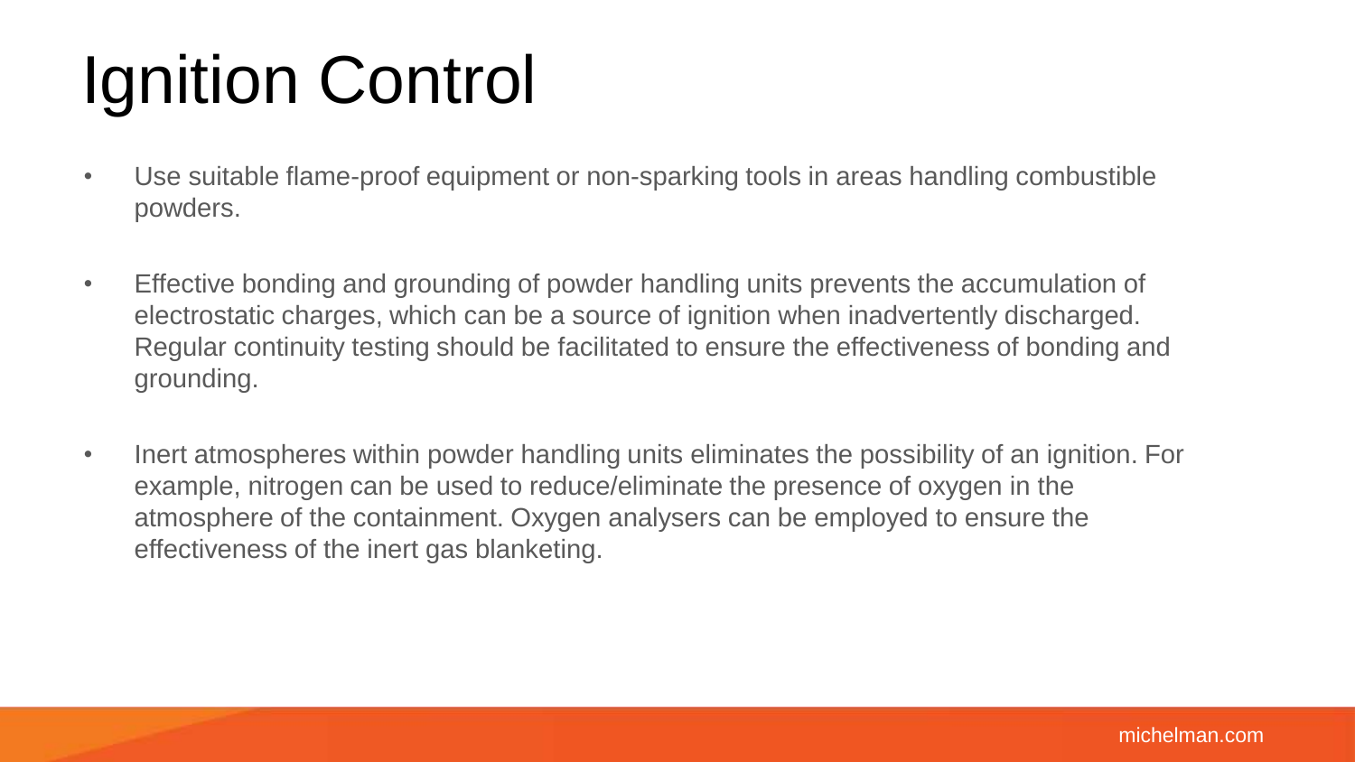# Ignition Control

- Use suitable flame-proof equipment or non-sparking tools in areas handling combustible powders.
- Effective bonding and grounding of powder handling units prevents the accumulation of electrostatic charges, which can be a source of ignition when inadvertently discharged. Regular continuity testing should be facilitated to ensure the effectiveness of bonding and grounding.
- Inert atmospheres within powder handling units eliminates the possibility of an ignition. For example, nitrogen can be used to reduce/eliminate the presence of oxygen in the atmosphere of the containment. Oxygen analysers can be employed to ensure the effectiveness of the inert gas blanketing.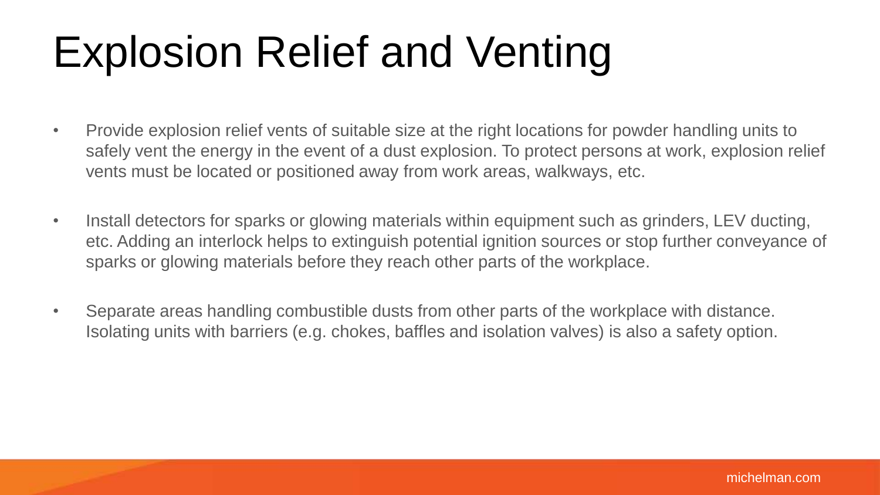# Explosion Relief and Venting

- Provide explosion relief vents of suitable size at the right locations for powder handling units to safely vent the energy in the event of a dust explosion. To protect persons at work, explosion relief vents must be located or positioned away from work areas, walkways, etc.
- Install detectors for sparks or glowing materials within equipment such as grinders, LEV ducting, etc. Adding an interlock helps to extinguish potential ignition sources or stop further conveyance of sparks or glowing materials before they reach other parts of the workplace.
- Separate areas handling combustible dusts from other parts of the workplace with distance. Isolating units with barriers (e.g. chokes, baffles and isolation valves) is also a safety option.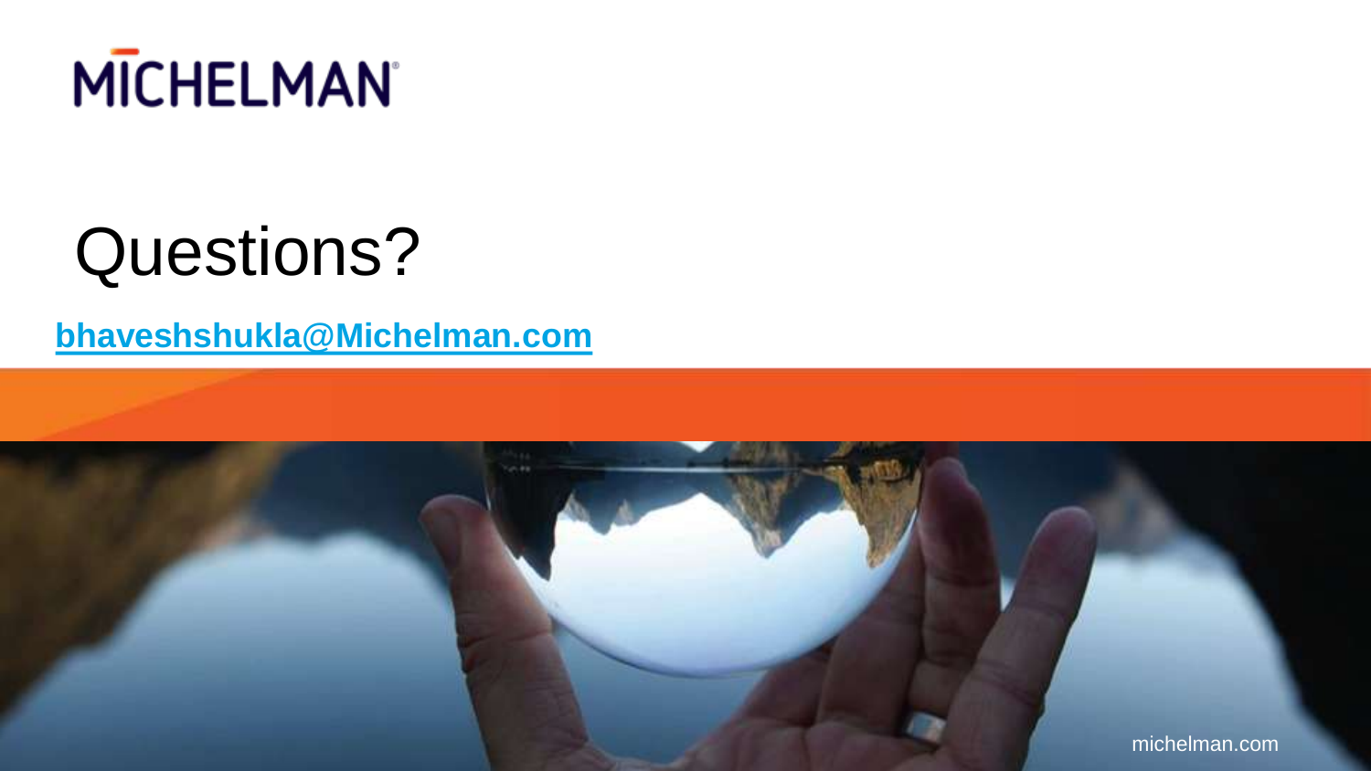MICHELMAN

# Questions?

**bhaveshshukla@Michelman.com**

michelman.com